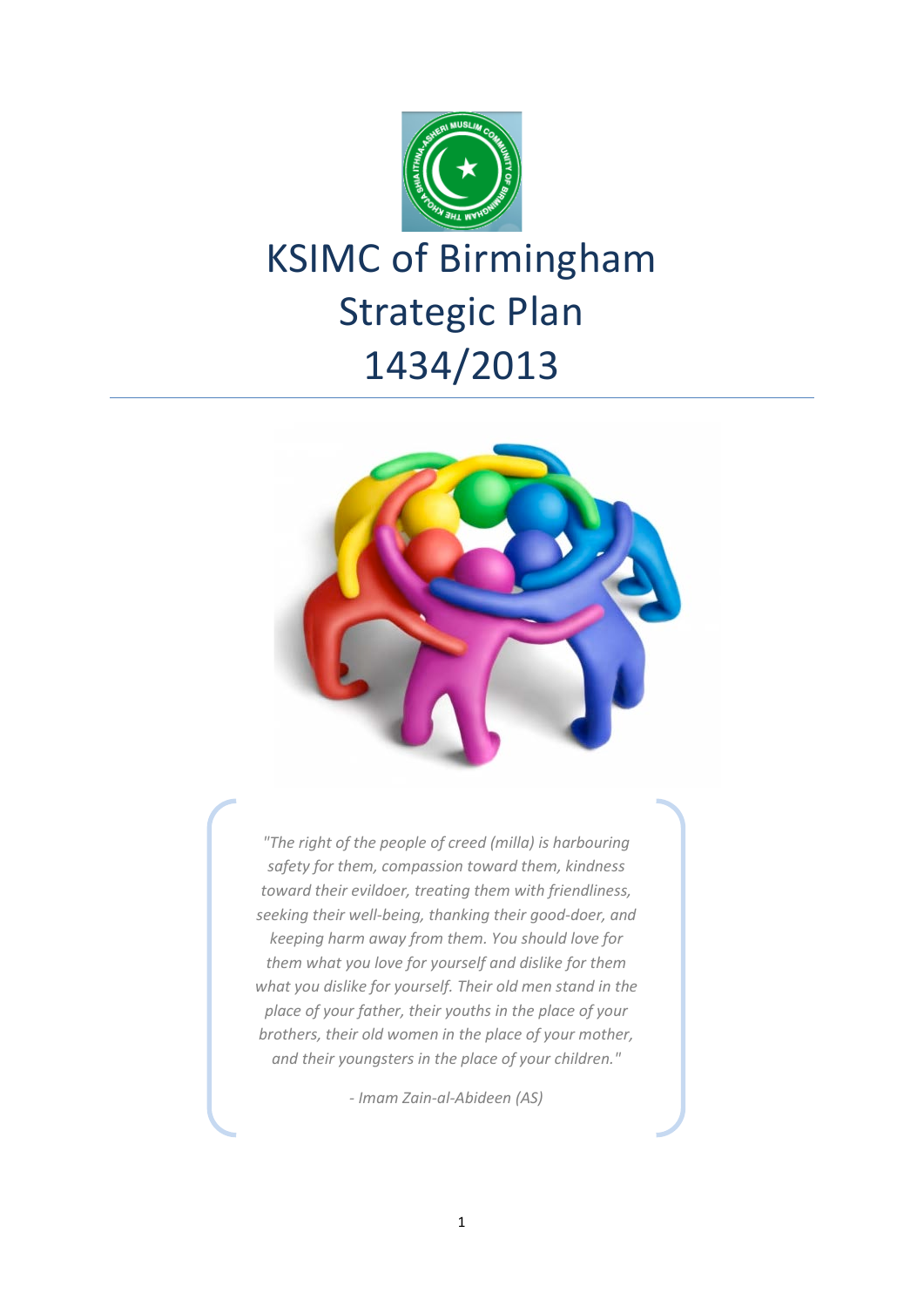# KSIMC of Birmingham Strategic Plan 1434/2013

*"The right of the people of creed (milla) is harbouring safety for them, compassion toward them, kindness toward their evildoer, treating them with friendliness, seeking their well-being, thanking their good-doer, and keeping harm away from them. You should love for them what you love for yourself and dislike for them what you dislike for yourself. Their old men stand in the place of your father, their youths in the place of your brothers, their old women in the place of your mother, and their youngsters in the place of your children."*

*- Imam Zain-al-Abideen (AS)*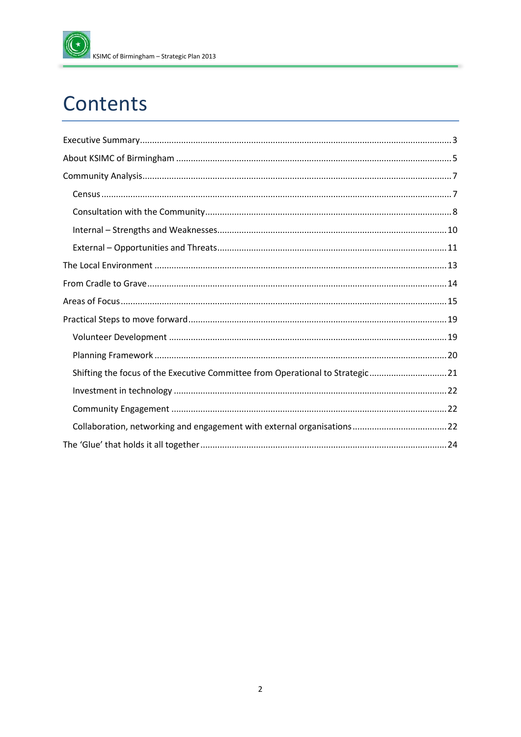# Contents

- Executive Summary .... 3
- About KSIMC of Birmingham .... 5
- Community Analysis .... 7
  - Census .... 7
  - Consultation with the Community .... 8
  - Internal – Strengths and Weaknesses .... 10
  - External – Opportunities and Threats .... 11
- The Local Environment .... 13
- From Cradle to Grave .... 14
- Areas of Focus .... 15
- Practical Steps to move forward .... 19
  - Volunteer Development .... 19
  - Planning Framework .... 20
  - Shifting the focus of the Executive Committee from Operational to Strategic .... 21
  - Investment in technology .... 22
  - Community Engagement .... 22
  - Collaboration, networking and engagement with external organisations .... 22
- The 'Glue' that holds it all together .... 24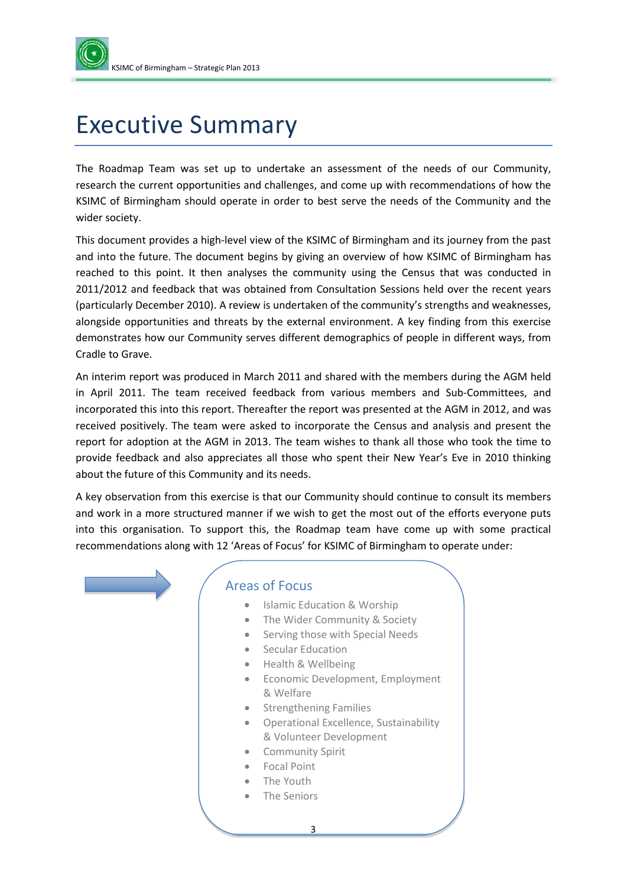# Executive Summary

The Roadmap Team was set up to undertake an assessment of the needs of our Community, research the current opportunities and challenges, and come up with recommendations of how the KSIMC of Birmingham should operate in order to best serve the needs of the Community and the wider society.

This document provides a high-level view of the KSIMC of Birmingham and its journey from the past and into the future. The document begins by giving an overview of how KSIMC of Birmingham has reached to this point. It then analyses the community using the Census that was conducted in 2011/2012 and feedback that was obtained from Consultation Sessions held over the recent years (particularly December 2010). A review is undertaken of the community's strengths and weaknesses, alongside opportunities and threats by the external environment. A key finding from this exercise demonstrates how our Community serves different demographics of people in different ways, from Cradle to Grave.

An interim report was produced in March 2011 and shared with the members during the AGM held in April 2011. The team received feedback from various members and Sub-Committees, and incorporated this into this report. Thereafter the report was presented at the AGM in 2012, and was received positively. The team were asked to incorporate the Census and analysis and present the report for adoption at the AGM in 2013. The team wishes to thank all those who took the time to provide feedback and also appreciates all those who spent their New Year's Eve in 2010 thinking about the future of this Community and its needs.

A key observation from this exercise is that our Community should continue to consult its members and work in a more structured manner if we wish to get the most out of the efforts everyone puts into this organisation. To support this, the Roadmap team have come up with some practical recommendations along with 12 'Areas of Focus' for KSIMC of Birmingham to operate under:

### Areas of Focus

- Islamic Education & Worship
- The Wider Community & Society
- Serving those with Special Needs
- Secular Education
- Health & Wellbeing
- Economic Development, Employment & Welfare
- Strengthening Families
- Operational Excellence, Sustainability & Volunteer Development
- Community Spirit
- Focal Point
- The Youth
- The Seniors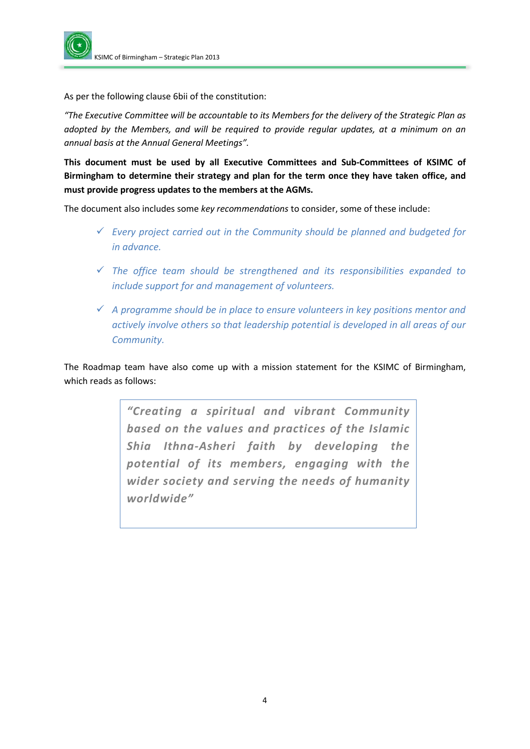As per the following clause 6bii of the constitution:

*"The Executive Committee will be accountable to its Members for the delivery of the Strategic Plan as adopted by the Members, and will be required to provide regular updates, at a minimum on an annual basis at the Annual General Meetings".*

**This document must be used by all Executive Committees and Sub-Committees of KSIMC of Birmingham to determine their strategy and plan for the term once they have taken office, and must provide progress updates to the members at the AGMs.**

The document also includes some *key recommendations* to consider, some of these include:

- ✓ *Every project carried out in the Community should be planned and budgeted for in advance.*
- ✓ *The office team should be strengthened and its responsibilities expanded to include support for and management of volunteers.*
- ✓ *A programme should be in place to ensure volunteers in key positions mentor and actively involve others so that leadership potential is developed in all areas of our Community.*

The Roadmap team have also come up with a mission statement for the KSIMC of Birmingham, which reads as follows:

> ***"Creating a spiritual and vibrant Community based on the values and practices of the Islamic Shia Ithna-Asheri faith by developing the potential of its members, engaging with the wider society and serving the needs of humanity worldwide"***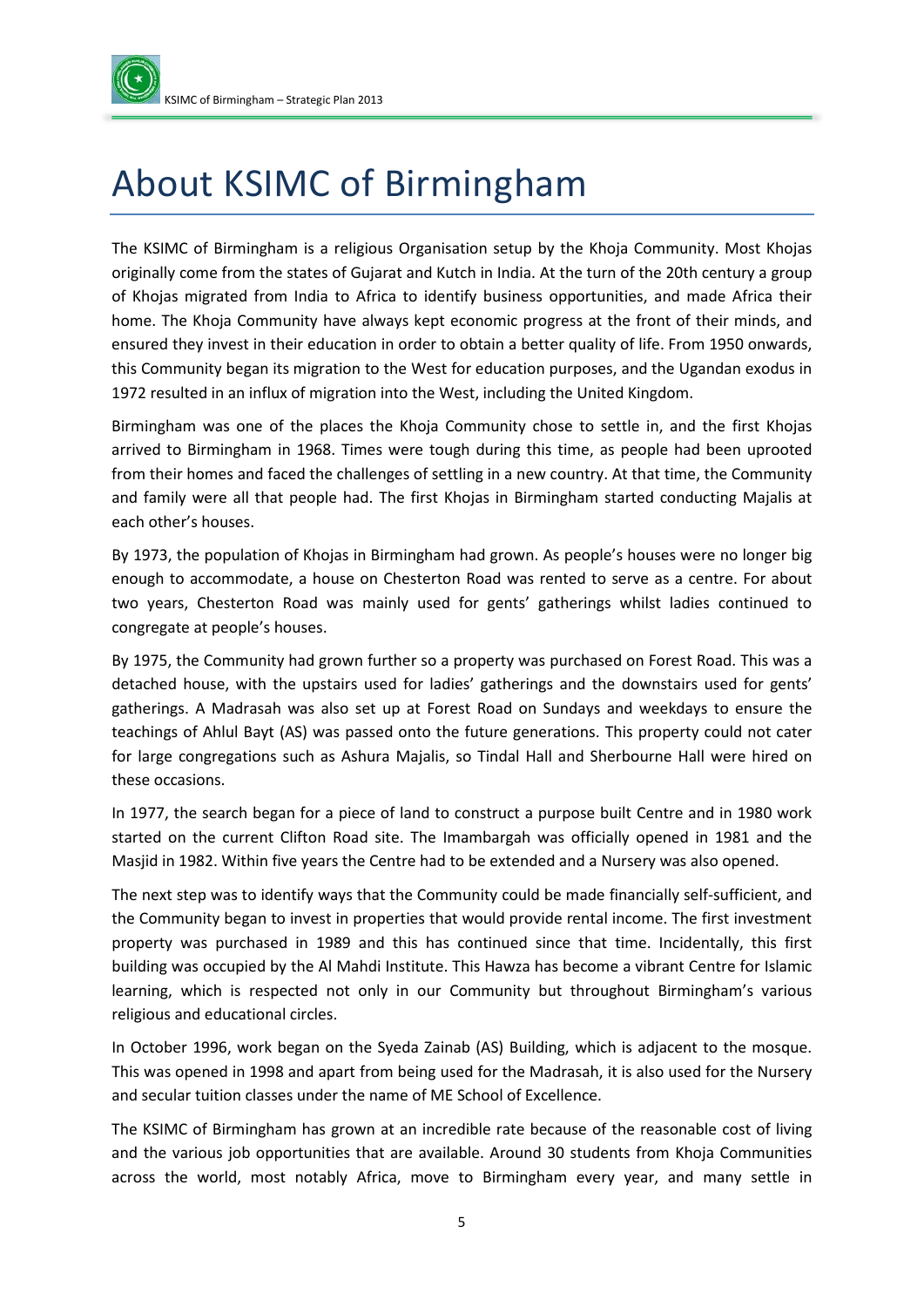# About KSIMC of Birmingham

The KSIMC of Birmingham is a religious Organisation setup by the Khoja Community. Most Khojas originally come from the states of Gujarat and Kutch in India. At the turn of the 20th century a group of Khojas migrated from India to Africa to identify business opportunities, and made Africa their home. The Khoja Community have always kept economic progress at the front of their minds, and ensured they invest in their education in order to obtain a better quality of life. From 1950 onwards, this Community began its migration to the West for education purposes, and the Ugandan exodus in 1972 resulted in an influx of migration into the West, including the United Kingdom.

Birmingham was one of the places the Khoja Community chose to settle in, and the first Khojas arrived to Birmingham in 1968. Times were tough during this time, as people had been uprooted from their homes and faced the challenges of settling in a new country. At that time, the Community and family were all that people had. The first Khojas in Birmingham started conducting Majalis at each other's houses.

By 1973, the population of Khojas in Birmingham had grown. As people's houses were no longer big enough to accommodate, a house on Chesterton Road was rented to serve as a centre. For about two years, Chesterton Road was mainly used for gents' gatherings whilst ladies continued to congregate at people's houses.

By 1975, the Community had grown further so a property was purchased on Forest Road. This was a detached house, with the upstairs used for ladies' gatherings and the downstairs used for gents' gatherings. A Madrasah was also set up at Forest Road on Sundays and weekdays to ensure the teachings of Ahlul Bayt (AS) was passed onto the future generations. This property could not cater for large congregations such as Ashura Majalis, so Tindal Hall and Sherbourne Hall were hired on these occasions.

In 1977, the search began for a piece of land to construct a purpose built Centre and in 1980 work started on the current Clifton Road site. The Imambargah was officially opened in 1981 and the Masjid in 1982. Within five years the Centre had to be extended and a Nursery was also opened.

The next step was to identify ways that the Community could be made financially self-sufficient, and the Community began to invest in properties that would provide rental income. The first investment property was purchased in 1989 and this has continued since that time. Incidentally, this first building was occupied by the Al Mahdi Institute. This Hawza has become a vibrant Centre for Islamic learning, which is respected not only in our Community but throughout Birmingham's various religious and educational circles.

In October 1996, work began on the Syeda Zainab (AS) Building, which is adjacent to the mosque. This was opened in 1998 and apart from being used for the Madrasah, it is also used for the Nursery and secular tuition classes under the name of ME School of Excellence.

The KSIMC of Birmingham has grown at an incredible rate because of the reasonable cost of living and the various job opportunities that are available. Around 30 students from Khoja Communities across the world, most notably Africa, move to Birmingham every year, and many settle in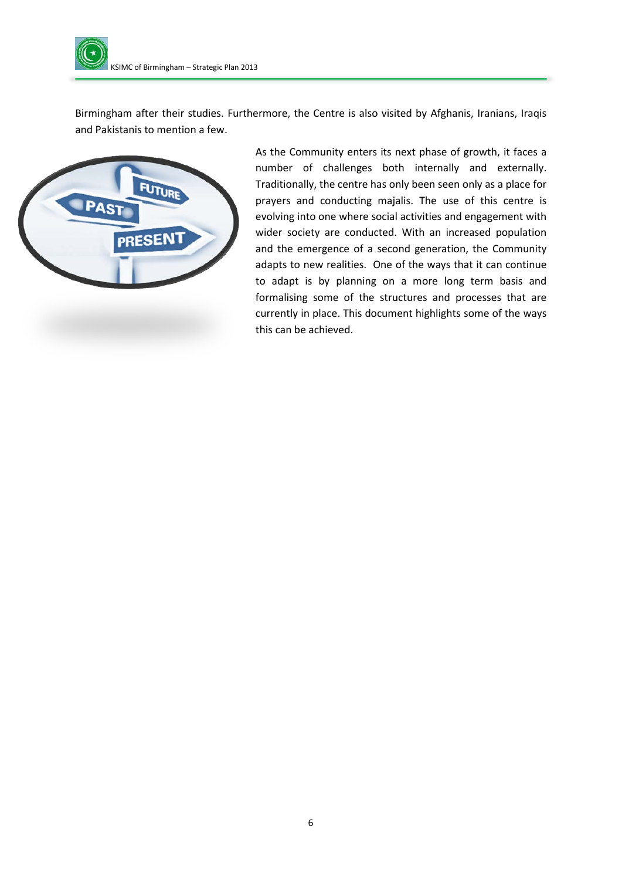Birmingham after their studies. Furthermore, the Centre is also visited by Afghanis, Iranians, Iraqis and Pakistanis to mention a few.

As the Community enters its next phase of growth, it faces a number of challenges both internally and externally. Traditionally, the centre has only been seen only as a place for prayers and conducting majalis. The use of this centre is evolving into one where social activities and engagement with wider society are conducted. With an increased population and the emergence of a second generation, the Community adapts to new realities. One of the ways that it can continue to adapt is by planning on a more long term basis and formalising some of the structures and processes that are currently in place. This document highlights some of the ways this can be achieved.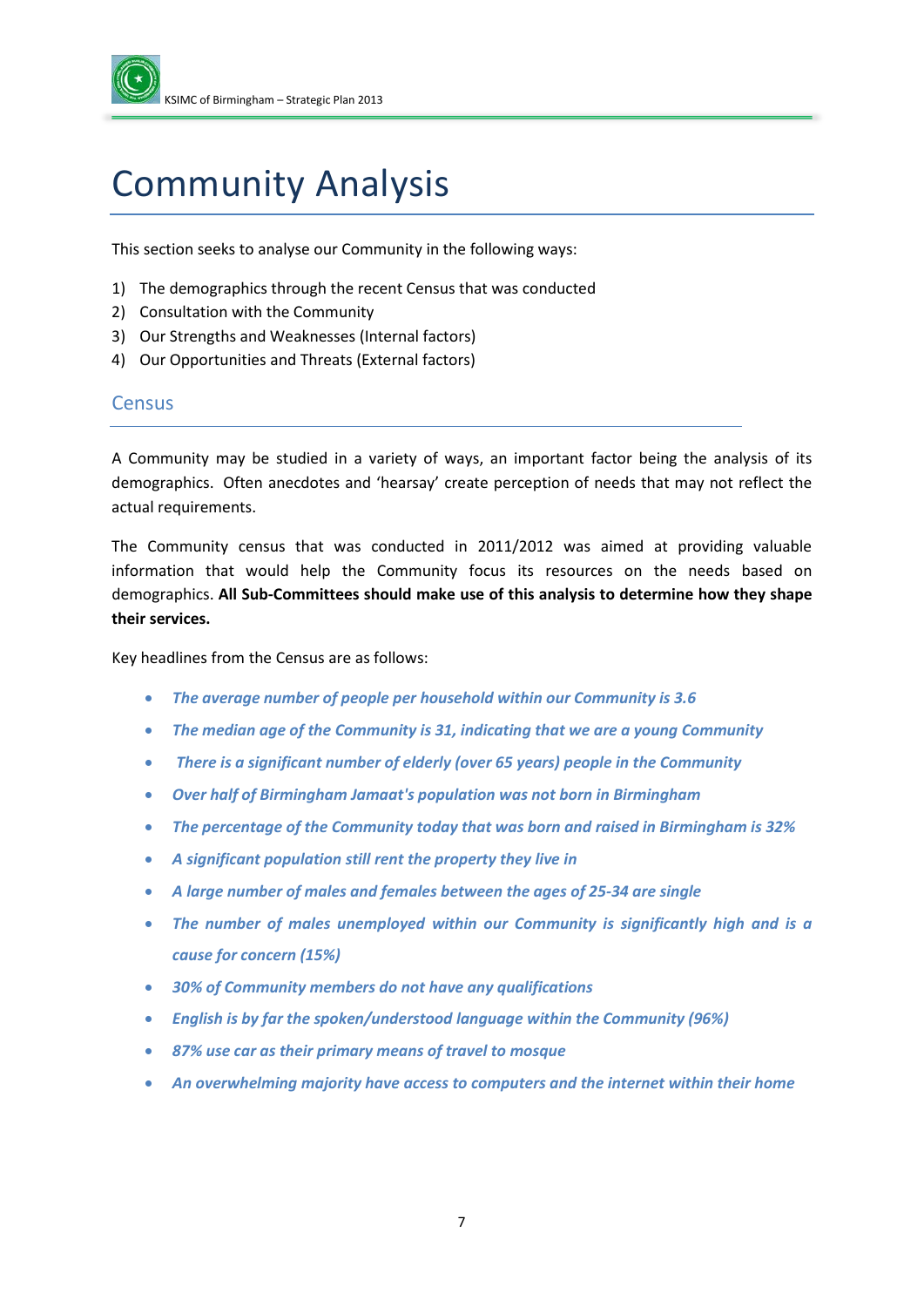# Community Analysis

This section seeks to analyse our Community in the following ways:

1) The demographics through the recent Census that was conducted
2) Consultation with the Community
3) Our Strengths and Weaknesses (Internal factors)
4) Our Opportunities and Threats (External factors)

## Census

A Community may be studied in a variety of ways, an important factor being the analysis of its demographics. Often anecdotes and 'hearsay' create perception of needs that may not reflect the actual requirements.

The Community census that was conducted in 2011/2012 was aimed at providing valuable information that would help the Community focus its resources on the needs based on demographics. **All Sub-Committees should make use of this analysis to determine how they shape their services.**

Key headlines from the Census are as follows:

- ***The average number of people per household within our Community is 3.6***
- ***The median age of the Community is 31, indicating that we are a young Community***
- ***There is a significant number of elderly (over 65 years) people in the Community***
- ***Over half of Birmingham Jamaat's population was not born in Birmingham***
- ***The percentage of the Community today that was born and raised in Birmingham is 32%***
- ***A significant population still rent the property they live in***
- ***A large number of males and females between the ages of 25-34 are single***
- ***The number of males unemployed within our Community is significantly high and is a cause for concern (15%)***
- ***30% of Community members do not have any qualifications***
- ***English is by far the spoken/understood language within the Community (96%)***
- ***87% use car as their primary means of travel to mosque***
- ***An overwhelming majority have access to computers and the internet within their home***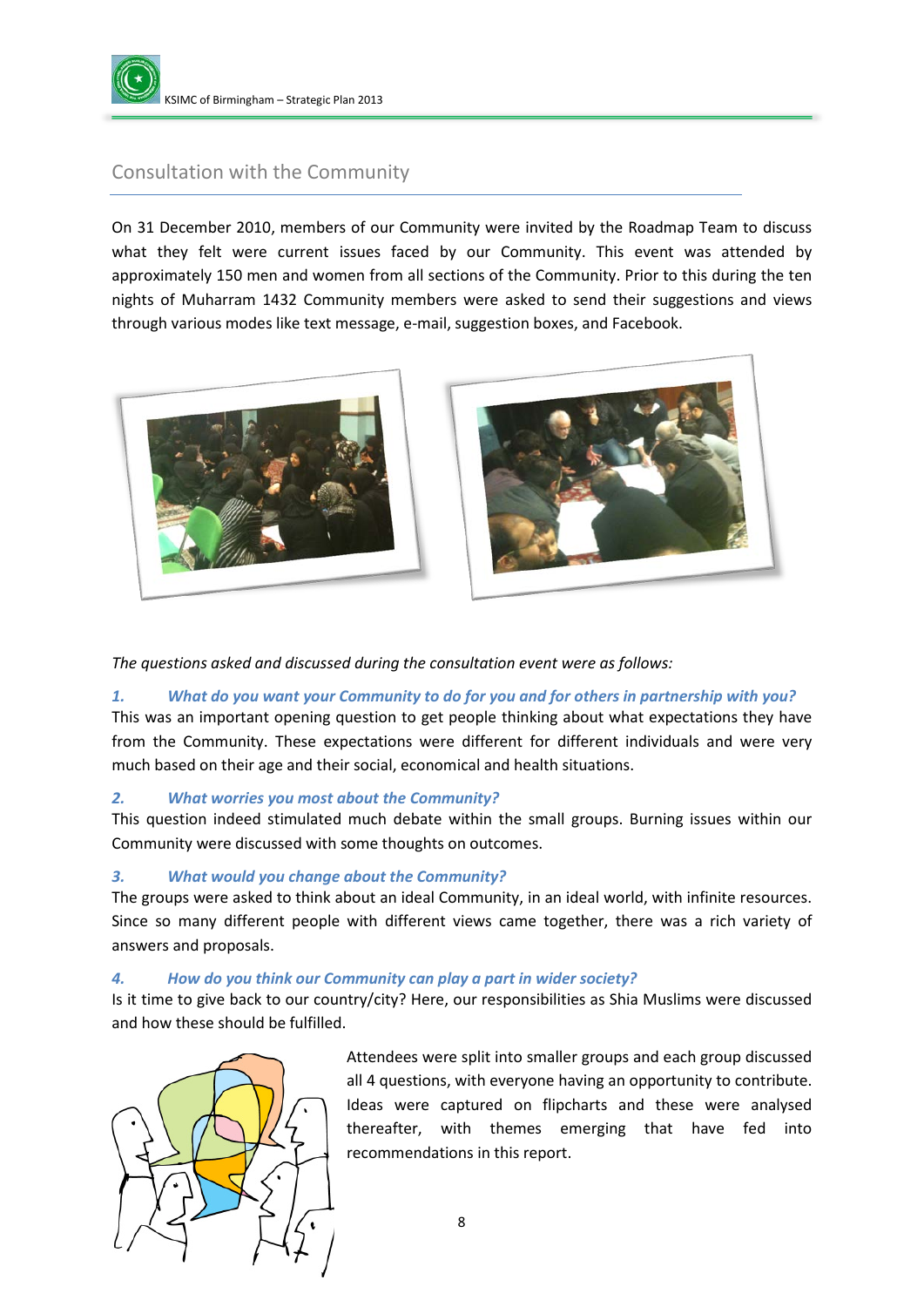## Consultation with the Community

On 31 December 2010, members of our Community were invited by the Roadmap Team to discuss what they felt were current issues faced by our Community. This event was attended by approximately 150 men and women from all sections of the Community. Prior to this during the ten nights of Muharram 1432 Community members were asked to send their suggestions and views through various modes like text message, e-mail, suggestion boxes, and Facebook.

*The questions asked and discussed during the consultation event were as follows:*

***1. What do you want your Community to do for you and for others in partnership with you?***

This was an important opening question to get people thinking about what expectations they have from the Community. These expectations were different for different individuals and were very much based on their age and their social, economical and health situations.

***2. What worries you most about the Community?***

This question indeed stimulated much debate within the small groups. Burning issues within our Community were discussed with some thoughts on outcomes.

***3. What would you change about the Community?***

The groups were asked to think about an ideal Community, in an ideal world, with infinite resources. Since so many different people with different views came together, there was a rich variety of answers and proposals.

***4. How do you think our Community can play a part in wider society?***

Is it time to give back to our country/city? Here, our responsibilities as Shia Muslims were discussed and how these should be fulfilled.

Attendees were split into smaller groups and each group discussed all 4 questions, with everyone having an opportunity to contribute. Ideas were captured on flipcharts and these were analysed thereafter, with themes emerging that have fed into recommendations in this report.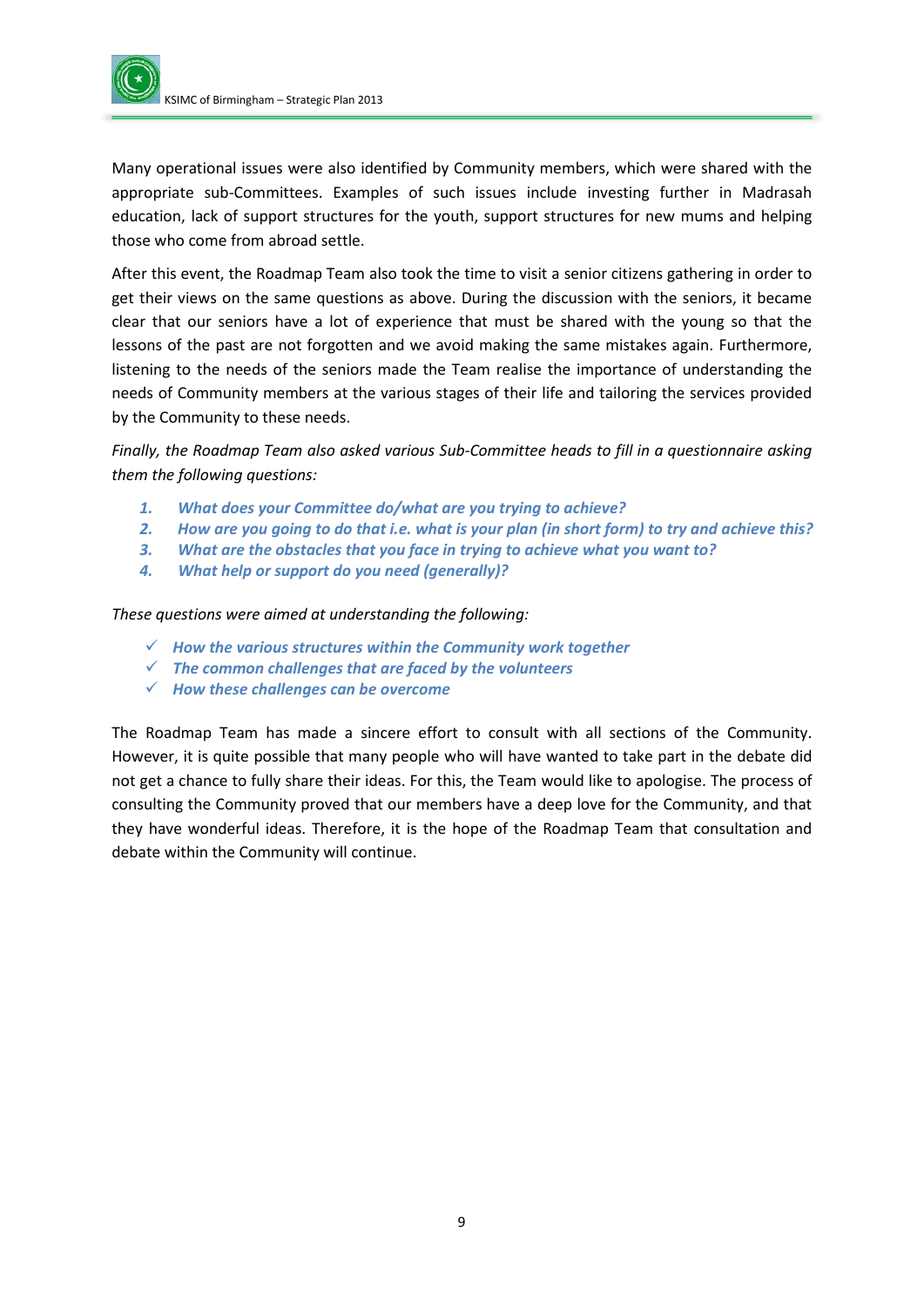Many operational issues were also identified by Community members, which were shared with the appropriate sub-Committees. Examples of such issues include investing further in Madrasah education, lack of support structures for the youth, support structures for new mums and helping those who come from abroad settle.

After this event, the Roadmap Team also took the time to visit a senior citizens gathering in order to get their views on the same questions as above. During the discussion with the seniors, it became clear that our seniors have a lot of experience that must be shared with the young so that the lessons of the past are not forgotten and we avoid making the same mistakes again. Furthermore, listening to the needs of the seniors made the Team realise the importance of understanding the needs of Community members at the various stages of their life and tailoring the services provided by the Community to these needs.

*Finally, the Roadmap Team also asked various Sub-Committee heads to fill in a questionnaire asking them the following questions:*

1. ***What does your Committee do/what are you trying to achieve?***
2. ***How are you going to do that i.e. what is your plan (in short form) to try and achieve this?***
3. ***What are the obstacles that you face in trying to achieve what you want to?***
4. ***What help or support do you need (generally)?***

*These questions were aimed at understanding the following:*

- ✓ ***How the various structures within the Community work together***
- ✓ ***The common challenges that are faced by the volunteers***
- ✓ ***How these challenges can be overcome***

The Roadmap Team has made a sincere effort to consult with all sections of the Community. However, it is quite possible that many people who will have wanted to take part in the debate did not get a chance to fully share their ideas. For this, the Team would like to apologise. The process of consulting the Community proved that our members have a deep love for the Community, and that they have wonderful ideas. Therefore, it is the hope of the Roadmap Team that consultation and debate within the Community will continue.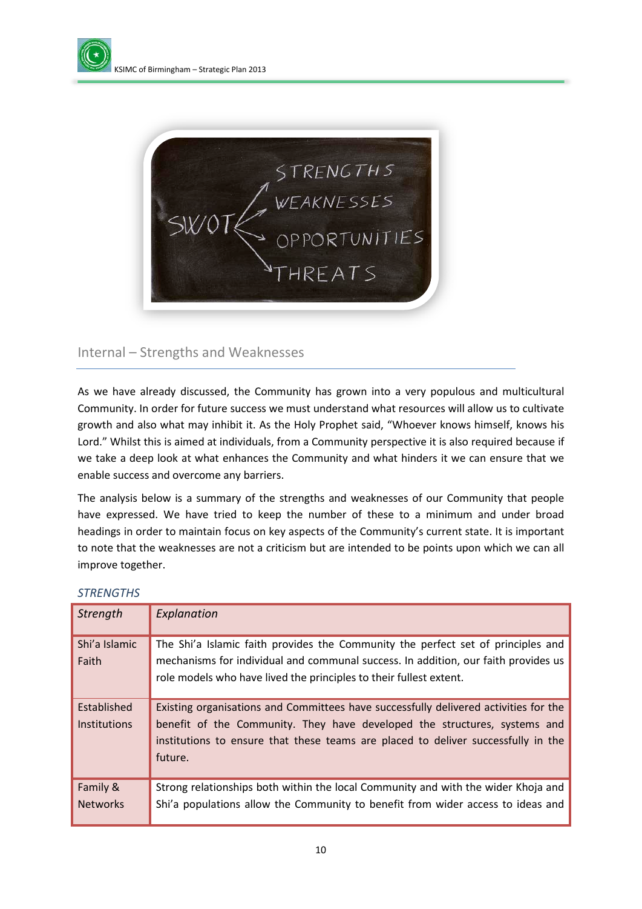## Internal – Strengths and Weaknesses

As we have already discussed, the Community has grown into a very populous and multicultural Community. In order for future success we must understand what resources will allow us to cultivate growth and also what may inhibit it. As the Holy Prophet said, "Whoever knows himself, knows his Lord." Whilst this is aimed at individuals, from a Community perspective it is also required because if we take a deep look at what enhances the Community and what hinders it we can ensure that we enable success and overcome any barriers.

The analysis below is a summary of the strengths and weaknesses of our Community that people have expressed. We have tried to keep the number of these to a minimum and under broad headings in order to maintain focus on key aspects of the Community's current state. It is important to note that the weaknesses are not a criticism but are intended to be points upon which we can all improve together.

### *STRENGTHS*

| *Strength* | *Explanation* |
|---|---|
| Shi'a Islamic Faith | The Shi'a Islamic faith provides the Community the perfect set of principles and mechanisms for individual and communal success. In addition, our faith provides us role models who have lived the principles to their fullest extent. |
| Established Institutions | Existing organisations and Committees have successfully delivered activities for the benefit of the Community. They have developed the structures, systems and institutions to ensure that these teams are placed to deliver successfully in the future. |
| Family & Networks | Strong relationships both within the local Community and with the wider Khoja and Shi'a populations allow the Community to benefit from wider access to ideas and |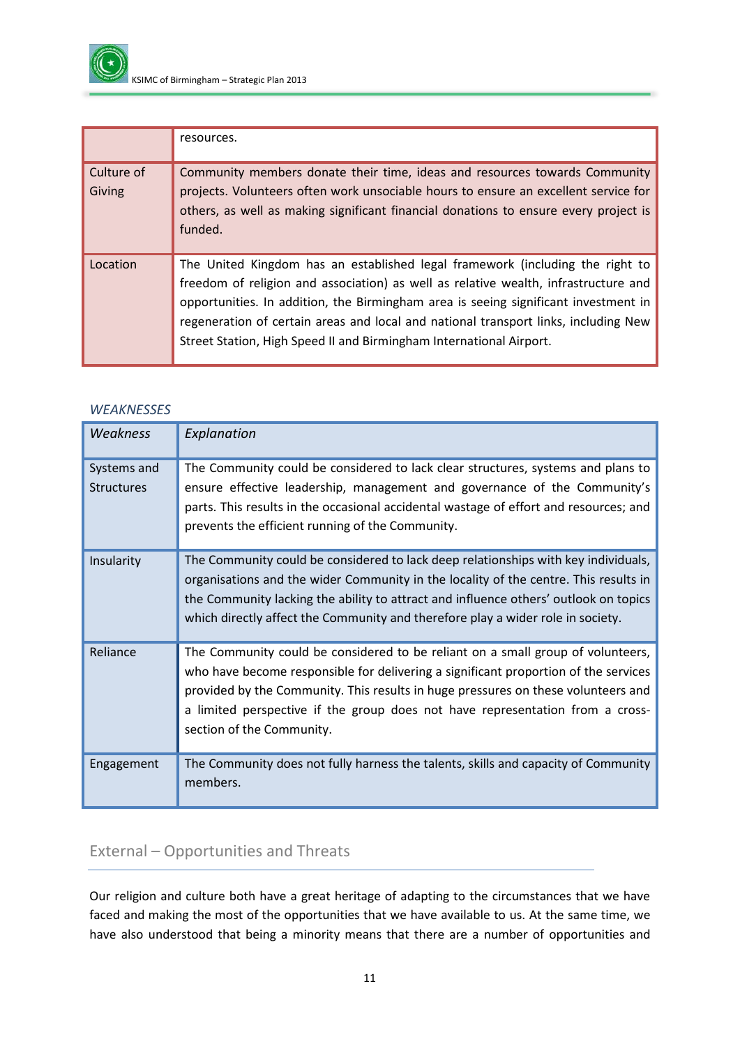| | |
|---|---|
| | resources. |
| Culture of Giving | Community members donate their time, ideas and resources towards Community projects. Volunteers often work unsociable hours to ensure an excellent service for others, as well as making significant financial donations to ensure every project is funded. |
| Location | The United Kingdom has an established legal framework (including the right to freedom of religion and association) as well as relative wealth, infrastructure and opportunities. In addition, the Birmingham area is seeing significant investment in regeneration of certain areas and local and national transport links, including New Street Station, High Speed II and Birmingham International Airport. |

*WEAKNESSES*

| *Weakness* | *Explanation* |
|---|---|
| Systems and Structures | The Community could be considered to lack clear structures, systems and plans to ensure effective leadership, management and governance of the Community's parts. This results in the occasional accidental wastage of effort and resources; and prevents the efficient running of the Community. |
| Insularity | The Community could be considered to lack deep relationships with key individuals, organisations and the wider Community in the locality of the centre. This results in the Community lacking the ability to attract and influence others' outlook on topics which directly affect the Community and therefore play a wider role in society. |
| Reliance | The Community could be considered to be reliant on a small group of volunteers, who have become responsible for delivering a significant proportion of the services provided by the Community. This results in huge pressures on these volunteers and a limited perspective if the group does not have representation from a cross-section of the Community. |
| Engagement | The Community does not fully harness the talents, skills and capacity of Community members. |

## External – Opportunities and Threats

Our religion and culture both have a great heritage of adapting to the circumstances that we have faced and making the most of the opportunities that we have available to us. At the same time, we have also understood that being a minority means that there are a number of opportunities and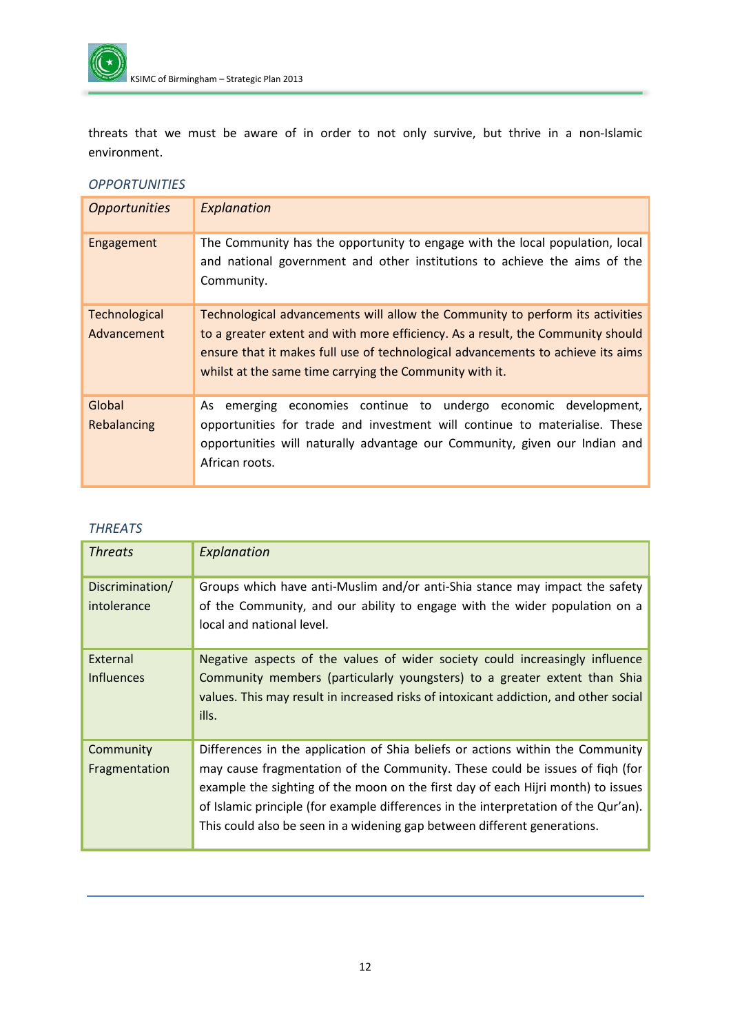threats that we must be aware of in order to not only survive, but thrive in a non-Islamic environment.

### *OPPORTUNITIES*

| *Opportunities* | *Explanation* |
|---|---|
| Engagement | The Community has the opportunity to engage with the local population, local and national government and other institutions to achieve the aims of the Community. |
| Technological Advancement | Technological advancements will allow the Community to perform its activities to a greater extent and with more efficiency. As a result, the Community should ensure that it makes full use of technological advancements to achieve its aims whilst at the same time carrying the Community with it. |
| Global Rebalancing | As emerging economies continue to undergo economic development, opportunities for trade and investment will continue to materialise. These opportunities will naturally advantage our Community, given our Indian and African roots. |

### *THREATS*

| *Threats* | *Explanation* |
|---|---|
| Discrimination/ intolerance | Groups which have anti-Muslim and/or anti-Shia stance may impact the safety of the Community, and our ability to engage with the wider population on a local and national level. |
| External Influences | Negative aspects of the values of wider society could increasingly influence Community members (particularly youngsters) to a greater extent than Shia values. This may result in increased risks of intoxicant addiction, and other social ills. |
| Community Fragmentation | Differences in the application of Shia beliefs or actions within the Community may cause fragmentation of the Community. These could be issues of fiqh (for example the sighting of the moon on the first day of each Hijri month) to issues of Islamic principle (for example differences in the interpretation of the Qur'an). This could also be seen in a widening gap between different generations. |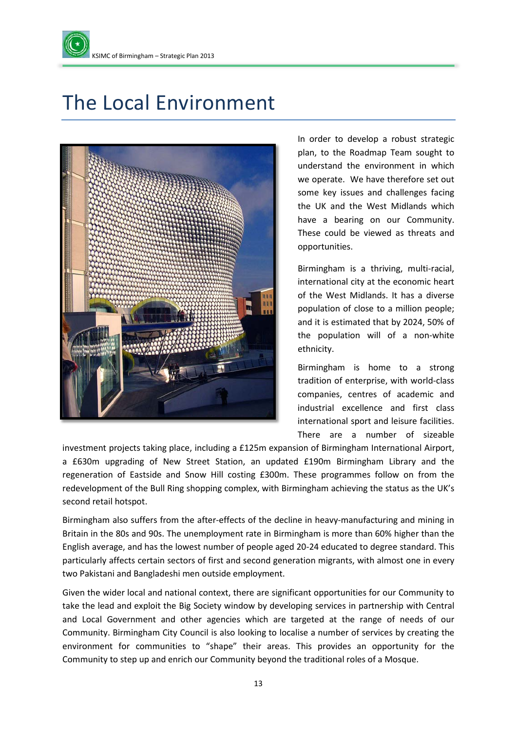# The Local Environment

In order to develop a robust strategic plan, to the Roadmap Team sought to understand the environment in which we operate. We have therefore set out some key issues and challenges facing the UK and the West Midlands which have a bearing on our Community. These could be viewed as threats and opportunities.

Birmingham is a thriving, multi-racial, international city at the economic heart of the West Midlands. It has a diverse population of close to a million people; and it is estimated that by 2024, 50% of the population will of a non-white ethnicity.

Birmingham is home to a strong tradition of enterprise, with world-class companies, centres of academic and industrial excellence and first class international sport and leisure facilities. There are a number of sizeable investment projects taking place, including a £125m expansion of Birmingham International Airport, a £630m upgrading of New Street Station, an updated £190m Birmingham Library and the regeneration of Eastside and Snow Hill costing £300m. These programmes follow on from the redevelopment of the Bull Ring shopping complex, with Birmingham achieving the status as the UK's second retail hotspot.

Birmingham also suffers from the after-effects of the decline in heavy-manufacturing and mining in Britain in the 80s and 90s. The unemployment rate in Birmingham is more than 60% higher than the English average, and has the lowest number of people aged 20-24 educated to degree standard. This particularly affects certain sectors of first and second generation migrants, with almost one in every two Pakistani and Bangladeshi men outside employment.

Given the wider local and national context, there are significant opportunities for our Community to take the lead and exploit the Big Society window by developing services in partnership with Central and Local Government and other agencies which are targeted at the range of needs of our Community. Birmingham City Council is also looking to localise a number of services by creating the environment for communities to "shape" their areas. This provides an opportunity for the Community to step up and enrich our Community beyond the traditional roles of a Mosque.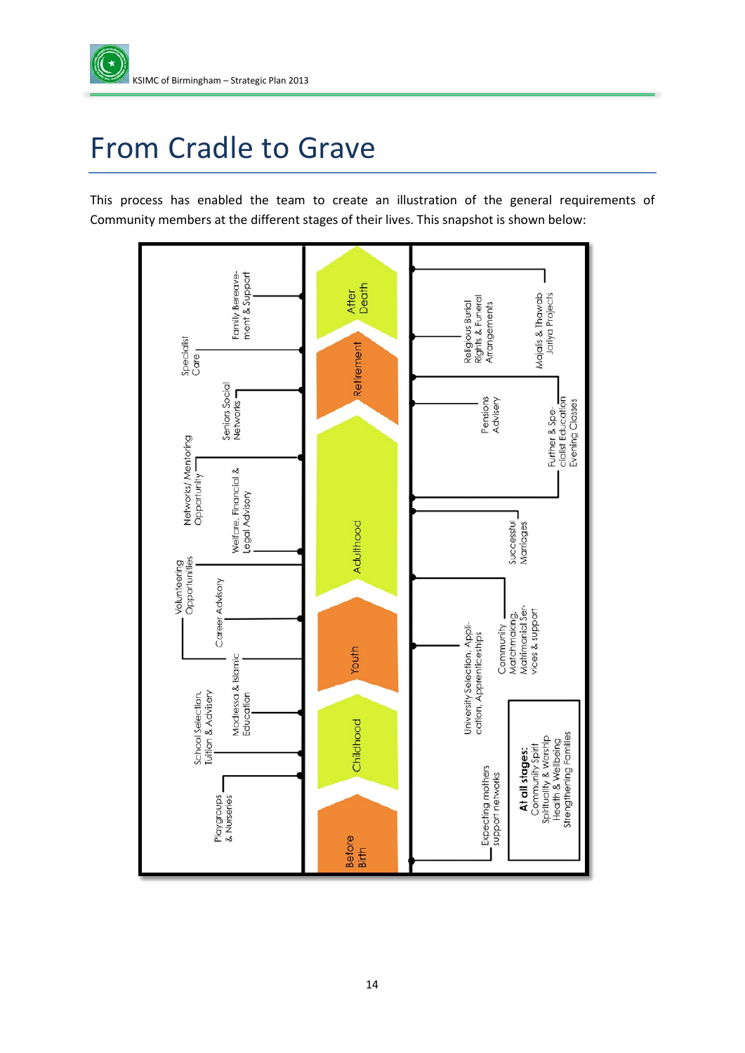# From Cradle to Grave

This process has enabled the team to create an illustration of the general requirements of Community members at the different stages of their lives. This snapshot is shown below:

**Life stages:** Before Birth → Childhood → Youth → Adulthood → Retirement → After Death

- Playgroups & Nurseries
- School Selection, Tuition & Advisery
- Madressa & Islamic Education
- Career Advisory
- Volunteering Opportunities
- Welfare, Financial & Legal Advisory
- Networks/ Mentoring Opportunity
- Seniors Social Networks
- Specialist Care
- Family Bereavement & Support
- Expecting mothers support networks
- University Selection, Application, Apprenticeships
- Community Matchmaking, Matrimonial Services & support
- Successful Marriages
- Further & Specialist Education Evening Classes
- Pensions Advisery
- Religious Burial Rights & Funeral Arrangements
- Majalis & Thawab Jariya Projects

**At all stages:**
Community Spirit
Spirituality & Worship
Health & Wellbeing
Strengthening Families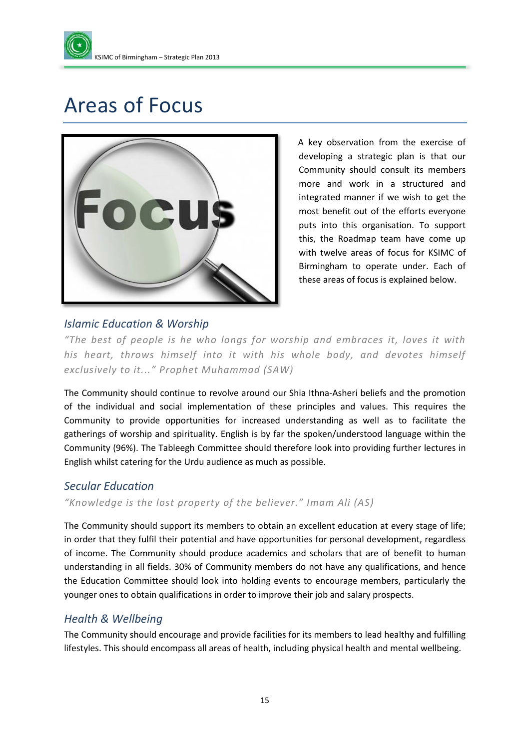# Areas of Focus

A key observation from the exercise of developing a strategic plan is that our Community should consult its members more and work in a structured and integrated manner if we wish to get the most benefit out of the efforts everyone puts into this organisation. To support this, the Roadmap team have come up with twelve areas of focus for KSIMC of Birmingham to operate under. Each of these areas of focus is explained below.

## *Islamic Education & Worship*

*"The best of people is he who longs for worship and embraces it, loves it with his heart, throws himself into it with his whole body, and devotes himself exclusively to it..." Prophet Muhammad (SAW)*

The Community should continue to revolve around our Shia Ithna-Asheri beliefs and the promotion of the individual and social implementation of these principles and values. This requires the Community to provide opportunities for increased understanding as well as to facilitate the gatherings of worship and spirituality. English is by far the spoken/understood language within the Community (96%). The Tableegh Committee should therefore look into providing further lectures in English whilst catering for the Urdu audience as much as possible.

## *Secular Education*

*"Knowledge is the lost property of the believer." Imam Ali (AS)*

The Community should support its members to obtain an excellent education at every stage of life; in order that they fulfil their potential and have opportunities for personal development, regardless of income. The Community should produce academics and scholars that are of benefit to human understanding in all fields. 30% of Community members do not have any qualifications, and hence the Education Committee should look into holding events to encourage members, particularly the younger ones to obtain qualifications in order to improve their job and salary prospects.

## *Health & Wellbeing*

The Community should encourage and provide facilities for its members to lead healthy and fulfilling lifestyles. This should encompass all areas of health, including physical health and mental wellbeing.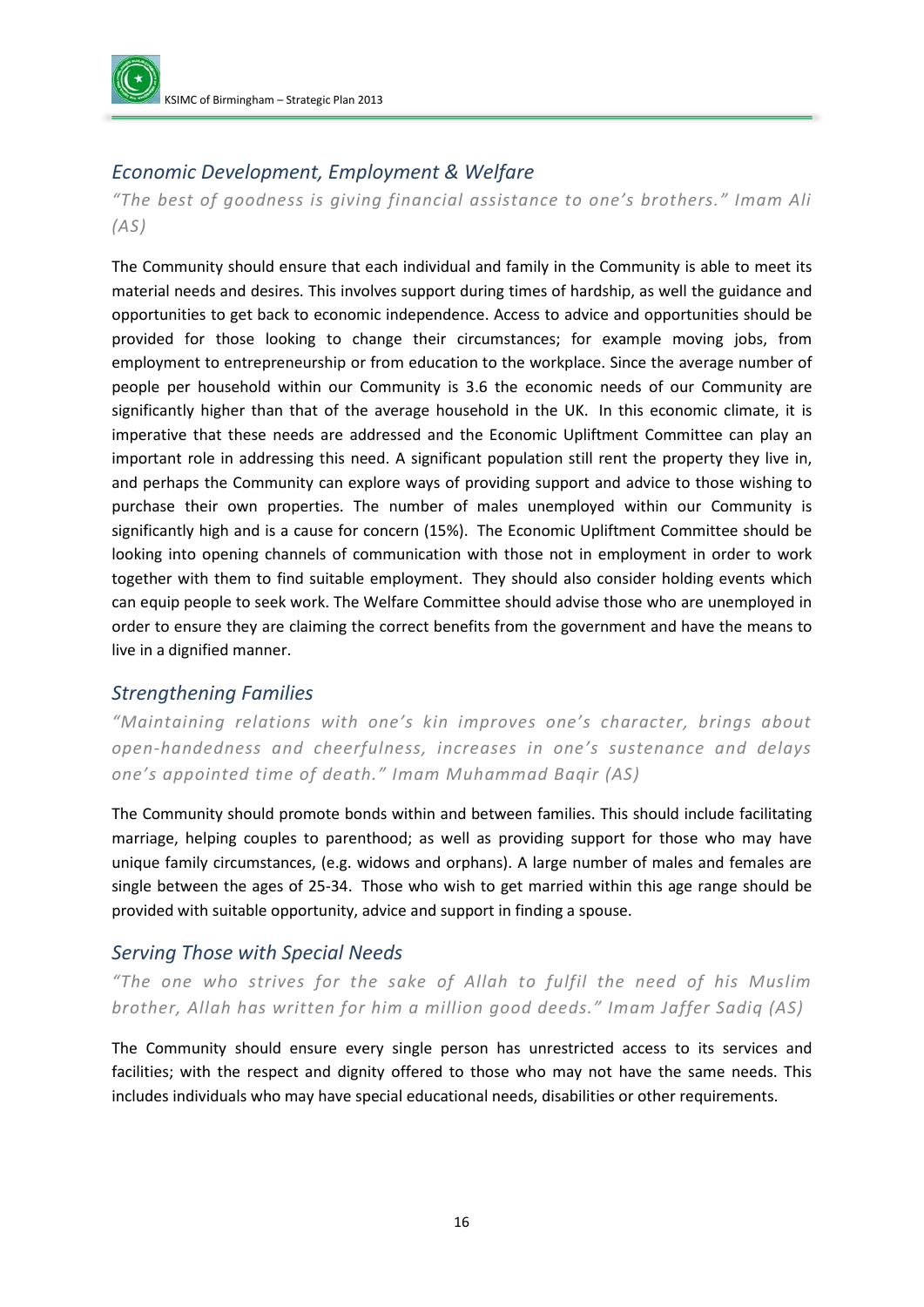## *Economic Development, Employment & Welfare*

*"The best of goodness is giving financial assistance to one's brothers." Imam Ali (AS)*

The Community should ensure that each individual and family in the Community is able to meet its material needs and desires. This involves support during times of hardship, as well the guidance and opportunities to get back to economic independence. Access to advice and opportunities should be provided for those looking to change their circumstances; for example moving jobs, from employment to entrepreneurship or from education to the workplace. Since the average number of people per household within our Community is 3.6 the economic needs of our Community are significantly higher than that of the average household in the UK. In this economic climate, it is imperative that these needs are addressed and the Economic Upliftment Committee can play an important role in addressing this need. A significant population still rent the property they live in, and perhaps the Community can explore ways of providing support and advice to those wishing to purchase their own properties. The number of males unemployed within our Community is significantly high and is a cause for concern (15%). The Economic Upliftment Committee should be looking into opening channels of communication with those not in employment in order to work together with them to find suitable employment. They should also consider holding events which can equip people to seek work. The Welfare Committee should advise those who are unemployed in order to ensure they are claiming the correct benefits from the government and have the means to live in a dignified manner.

## *Strengthening Families*

*"Maintaining relations with one's kin improves one's character, brings about open-handedness and cheerfulness, increases in one's sustenance and delays one's appointed time of death." Imam Muhammad Baqir (AS)*

The Community should promote bonds within and between families. This should include facilitating marriage, helping couples to parenthood; as well as providing support for those who may have unique family circumstances, (e.g. widows and orphans). A large number of males and females are single between the ages of 25-34. Those who wish to get married within this age range should be provided with suitable opportunity, advice and support in finding a spouse.

## *Serving Those with Special Needs*

*"The one who strives for the sake of Allah to fulfil the need of his Muslim brother, Allah has written for him a million good deeds." Imam Jaffer Sadiq (AS)*

The Community should ensure every single person has unrestricted access to its services and facilities; with the respect and dignity offered to those who may not have the same needs. This includes individuals who may have special educational needs, disabilities or other requirements.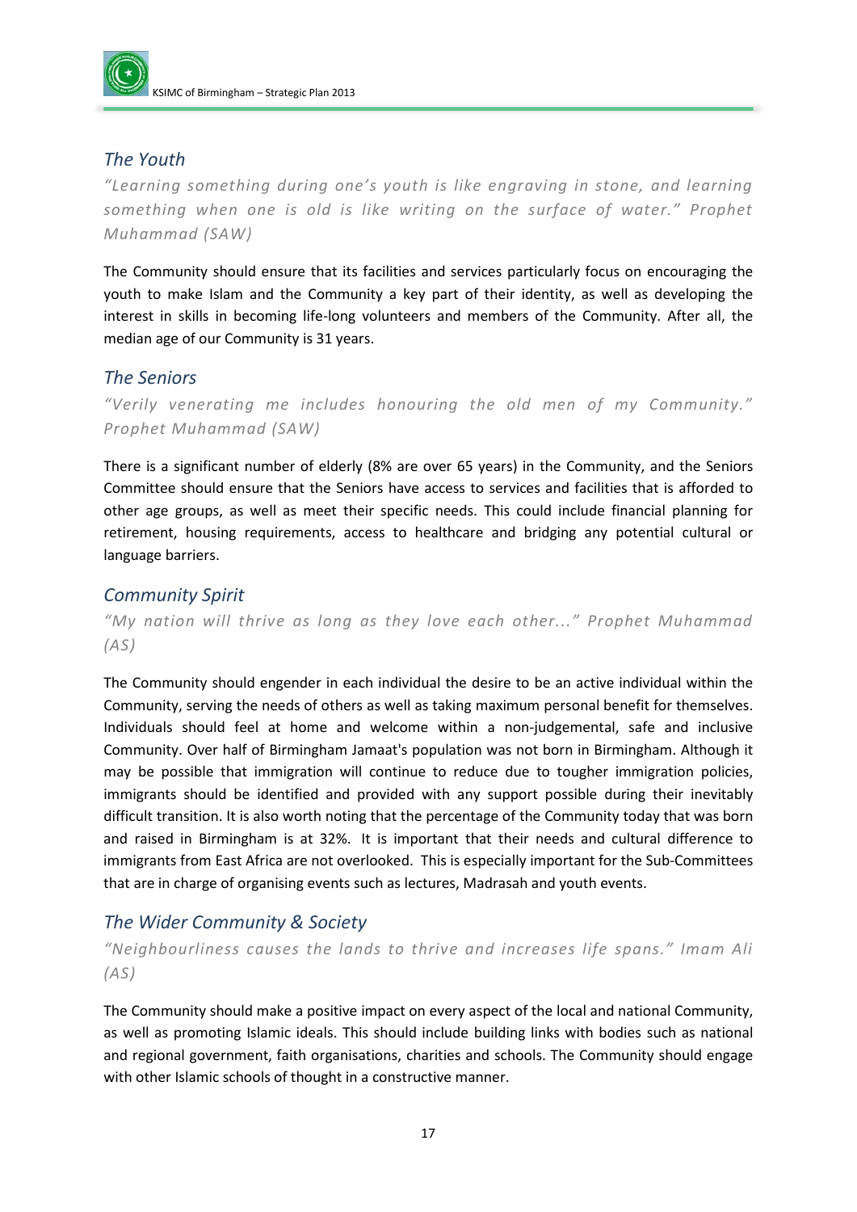## *The Youth*

*"Learning something during one's youth is like engraving in stone, and learning something when one is old is like writing on the surface of water." Prophet Muhammad (SAW)*

The Community should ensure that its facilities and services particularly focus on encouraging the youth to make Islam and the Community a key part of their identity, as well as developing the interest in skills in becoming life-long volunteers and members of the Community. After all, the median age of our Community is 31 years.

## *The Seniors*

*"Verily venerating me includes honouring the old men of my Community." Prophet Muhammad (SAW)*

There is a significant number of elderly (8% are over 65 years) in the Community, and the Seniors Committee should ensure that the Seniors have access to services and facilities that is afforded to other age groups, as well as meet their specific needs. This could include financial planning for retirement, housing requirements, access to healthcare and bridging any potential cultural or language barriers.

## *Community Spirit*

*"My nation will thrive as long as they love each other..." Prophet Muhammad (AS)*

The Community should engender in each individual the desire to be an active individual within the Community, serving the needs of others as well as taking maximum personal benefit for themselves. Individuals should feel at home and welcome within a non-judgemental, safe and inclusive Community. Over half of Birmingham Jamaat's population was not born in Birmingham. Although it may be possible that immigration will continue to reduce due to tougher immigration policies, immigrants should be identified and provided with any support possible during their inevitably difficult transition. It is also worth noting that the percentage of the Community today that was born and raised in Birmingham is at 32%. It is important that their needs and cultural difference to immigrants from East Africa are not overlooked. This is especially important for the Sub-Committees that are in charge of organising events such as lectures, Madrasah and youth events.

## *The Wider Community & Society*

*"Neighbourliness causes the lands to thrive and increases life spans." Imam Ali (AS)*

The Community should make a positive impact on every aspect of the local and national Community, as well as promoting Islamic ideals. This should include building links with bodies such as national and regional government, faith organisations, charities and schools. The Community should engage with other Islamic schools of thought in a constructive manner.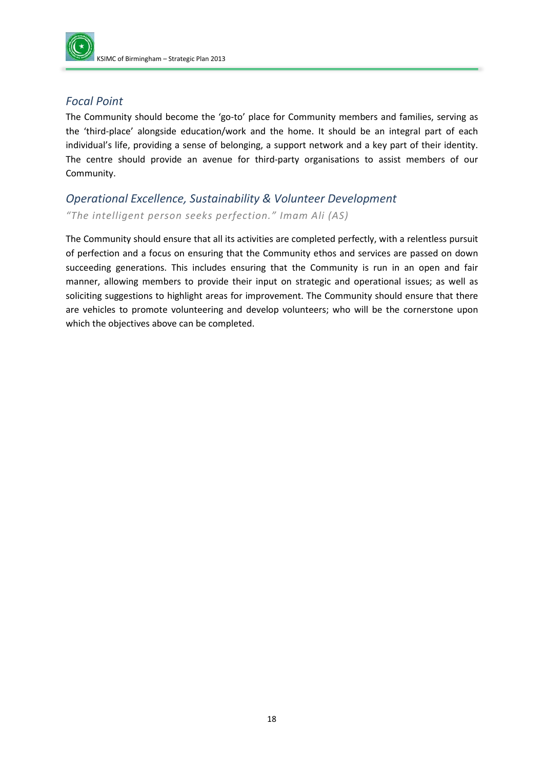## *Focal Point*

The Community should become the 'go-to' place for Community members and families, serving as the 'third-place' alongside education/work and the home. It should be an integral part of each individual's life, providing a sense of belonging, a support network and a key part of their identity. The centre should provide an avenue for third-party organisations to assist members of our Community.

## *Operational Excellence, Sustainability & Volunteer Development*

*"The intelligent person seeks perfection." Imam Ali (AS)*

The Community should ensure that all its activities are completed perfectly, with a relentless pursuit of perfection and a focus on ensuring that the Community ethos and services are passed on down succeeding generations. This includes ensuring that the Community is run in an open and fair manner, allowing members to provide their input on strategic and operational issues; as well as soliciting suggestions to highlight areas for improvement. The Community should ensure that there are vehicles to promote volunteering and develop volunteers; who will be the cornerstone upon which the objectives above can be completed.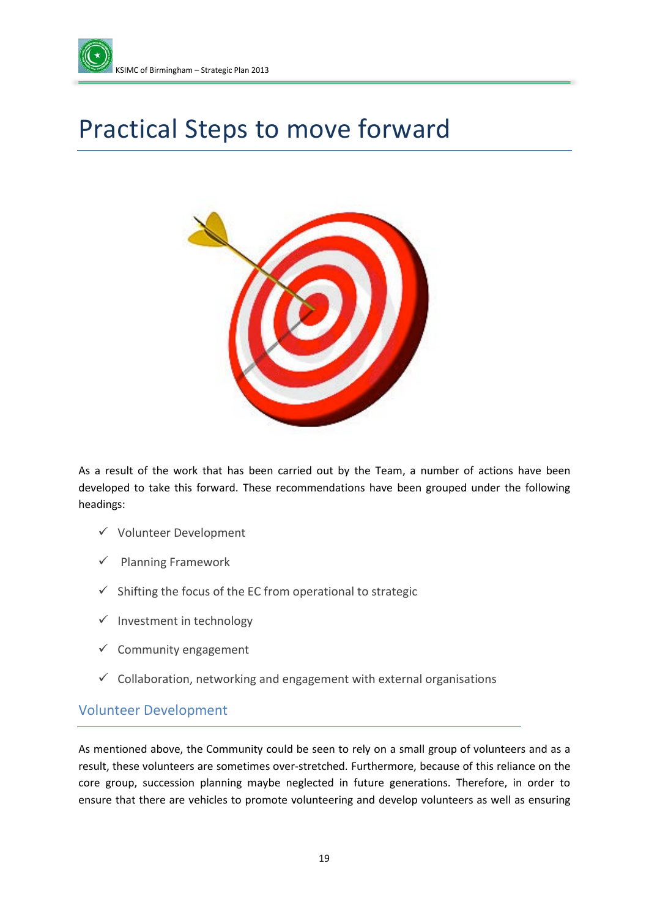# Practical Steps to move forward

As a result of the work that has been carried out by the Team, a number of actions have been developed to take this forward. These recommendations have been grouped under the following headings:

- ✓ Volunteer Development
- ✓ Planning Framework
- ✓ Shifting the focus of the EC from operational to strategic
- ✓ Investment in technology
- ✓ Community engagement
- ✓ Collaboration, networking and engagement with external organisations

## Volunteer Development

As mentioned above, the Community could be seen to rely on a small group of volunteers and as a result, these volunteers are sometimes over-stretched. Furthermore, because of this reliance on the core group, succession planning maybe neglected in future generations. Therefore, in order to ensure that there are vehicles to promote volunteering and develop volunteers as well as ensuring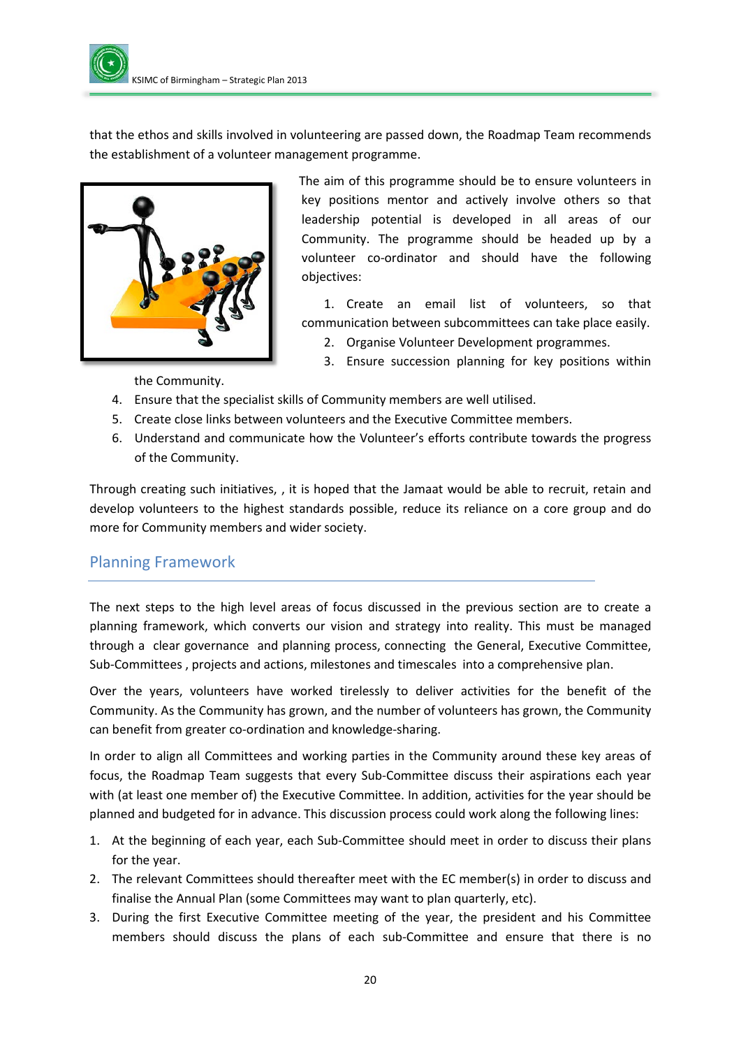that the ethos and skills involved in volunteering are passed down, the Roadmap Team recommends the establishment of a volunteer management programme.

The aim of this programme should be to ensure volunteers in key positions mentor and actively involve others so that leadership potential is developed in all areas of our Community. The programme should be headed up by a volunteer co-ordinator and should have the following objectives:

1. Create an email list of volunteers, so that communication between subcommittees can take place easily.
2. Organise Volunteer Development programmes.
3. Ensure succession planning for key positions within the Community.
4. Ensure that the specialist skills of Community members are well utilised.
5. Create close links between volunteers and the Executive Committee members.
6. Understand and communicate how the Volunteer's efforts contribute towards the progress of the Community.

Through creating such initiatives, , it is hoped that the Jamaat would be able to recruit, retain and develop volunteers to the highest standards possible, reduce its reliance on a core group and do more for Community members and wider society.

## Planning Framework

The next steps to the high level areas of focus discussed in the previous section are to create a planning framework, which converts our vision and strategy into reality. This must be managed through a clear governance and planning process, connecting the General, Executive Committee, Sub-Committees , projects and actions, milestones and timescales into a comprehensive plan.

Over the years, volunteers have worked tirelessly to deliver activities for the benefit of the Community. As the Community has grown, and the number of volunteers has grown, the Community can benefit from greater co-ordination and knowledge-sharing.

In order to align all Committees and working parties in the Community around these key areas of focus, the Roadmap Team suggests that every Sub-Committee discuss their aspirations each year with (at least one member of) the Executive Committee. In addition, activities for the year should be planned and budgeted for in advance. This discussion process could work along the following lines:

1. At the beginning of each year, each Sub-Committee should meet in order to discuss their plans for the year.
2. The relevant Committees should thereafter meet with the EC member(s) in order to discuss and finalise the Annual Plan (some Committees may want to plan quarterly, etc).
3. During the first Executive Committee meeting of the year, the president and his Committee members should discuss the plans of each sub-Committee and ensure that there is no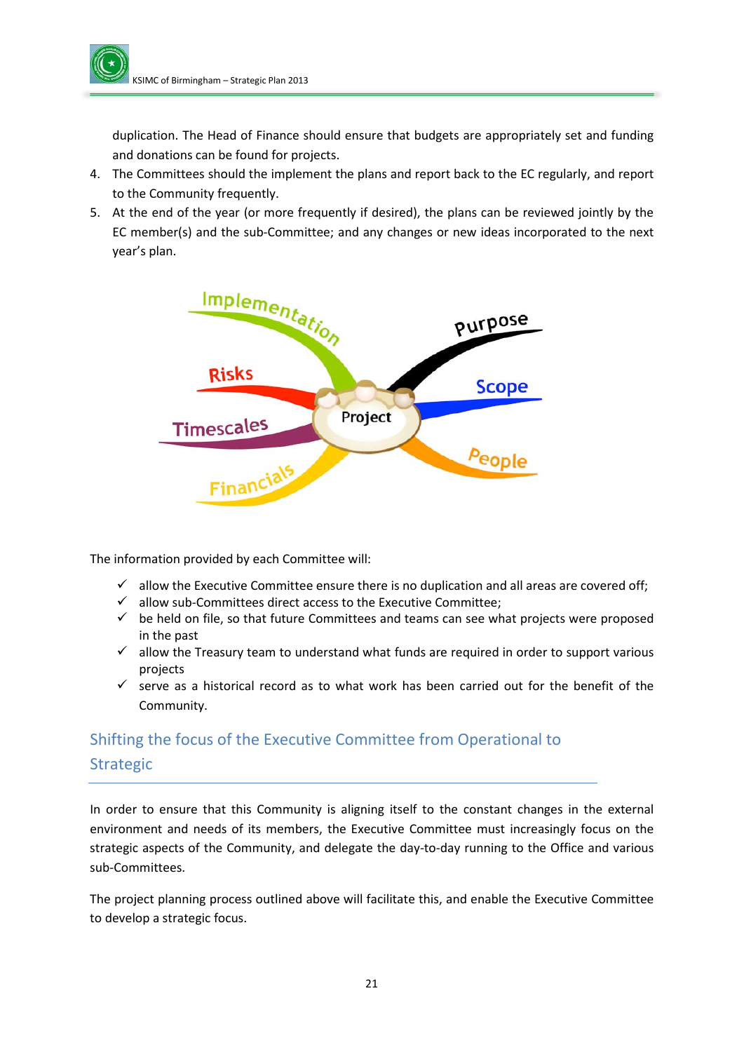duplication. The Head of Finance should ensure that budgets are appropriately set and funding and donations can be found for projects.

4. The Committees should the implement the plans and report back to the EC regularly, and report to the Community frequently.
5. At the end of the year (or more frequently if desired), the plans can be reviewed jointly by the EC member(s) and the sub-Committee; and any changes or new ideas incorporated to the next year's plan.

The information provided by each Committee will:

- ✓ allow the Executive Committee ensure there is no duplication and all areas are covered off;
- ✓ allow sub-Committees direct access to the Executive Committee;
- ✓ be held on file, so that future Committees and teams can see what projects were proposed in the past
- ✓ allow the Treasury team to understand what funds are required in order to support various projects
- ✓ serve as a historical record as to what work has been carried out for the benefit of the Community.

## Shifting the focus of the Executive Committee from Operational to Strategic

In order to ensure that this Community is aligning itself to the constant changes in the external environment and needs of its members, the Executive Committee must increasingly focus on the strategic aspects of the Community, and delegate the day-to-day running to the Office and various sub-Committees.

The project planning process outlined above will facilitate this, and enable the Executive Committee to develop a strategic focus.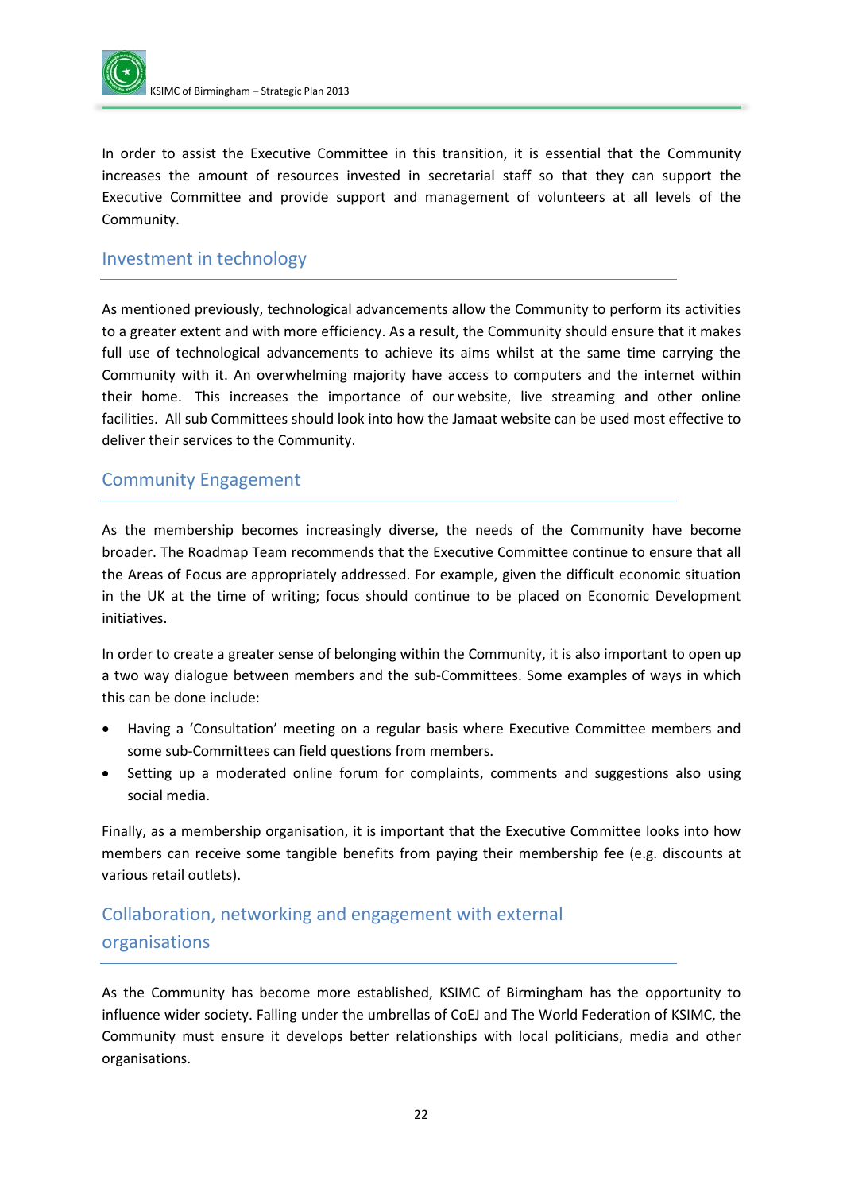In order to assist the Executive Committee in this transition, it is essential that the Community increases the amount of resources invested in secretarial staff so that they can support the Executive Committee and provide support and management of volunteers at all levels of the Community.

## Investment in technology

As mentioned previously, technological advancements allow the Community to perform its activities to a greater extent and with more efficiency. As a result, the Community should ensure that it makes full use of technological advancements to achieve its aims whilst at the same time carrying the Community with it. An overwhelming majority have access to computers and the internet within their home. This increases the importance of our website, live streaming and other online facilities. All sub Committees should look into how the Jamaat website can be used most effective to deliver their services to the Community.

## Community Engagement

As the membership becomes increasingly diverse, the needs of the Community have become broader. The Roadmap Team recommends that the Executive Committee continue to ensure that all the Areas of Focus are appropriately addressed. For example, given the difficult economic situation in the UK at the time of writing; focus should continue to be placed on Economic Development initiatives.

In order to create a greater sense of belonging within the Community, it is also important to open up a two way dialogue between members and the sub-Committees. Some examples of ways in which this can be done include:

- Having a 'Consultation' meeting on a regular basis where Executive Committee members and some sub-Committees can field questions from members.
- Setting up a moderated online forum for complaints, comments and suggestions also using social media.

Finally, as a membership organisation, it is important that the Executive Committee looks into how members can receive some tangible benefits from paying their membership fee (e.g. discounts at various retail outlets).

## Collaboration, networking and engagement with external organisations

As the Community has become more established, KSIMC of Birmingham has the opportunity to influence wider society. Falling under the umbrellas of CoEJ and The World Federation of KSIMC, the Community must ensure it develops better relationships with local politicians, media and other organisations.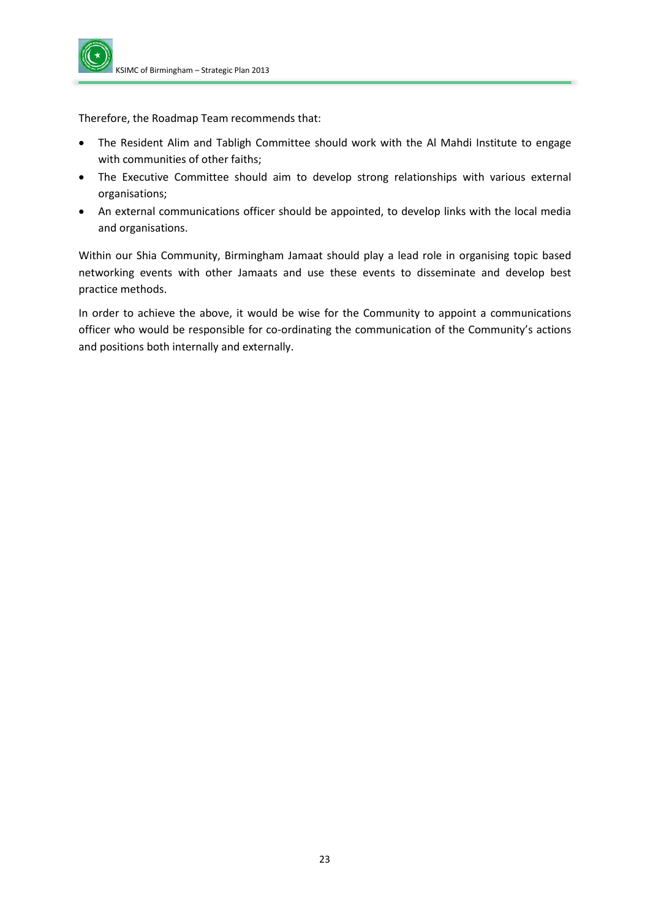Therefore, the Roadmap Team recommends that:

- The Resident Alim and Tabligh Committee should work with the Al Mahdi Institute to engage with communities of other faiths;
- The Executive Committee should aim to develop strong relationships with various external organisations;
- An external communications officer should be appointed, to develop links with the local media and organisations.

Within our Shia Community, Birmingham Jamaat should play a lead role in organising topic based networking events with other Jamaats and use these events to disseminate and develop best practice methods.

In order to achieve the above, it would be wise for the Community to appoint a communications officer who would be responsible for co-ordinating the communication of the Community's actions and positions both internally and externally.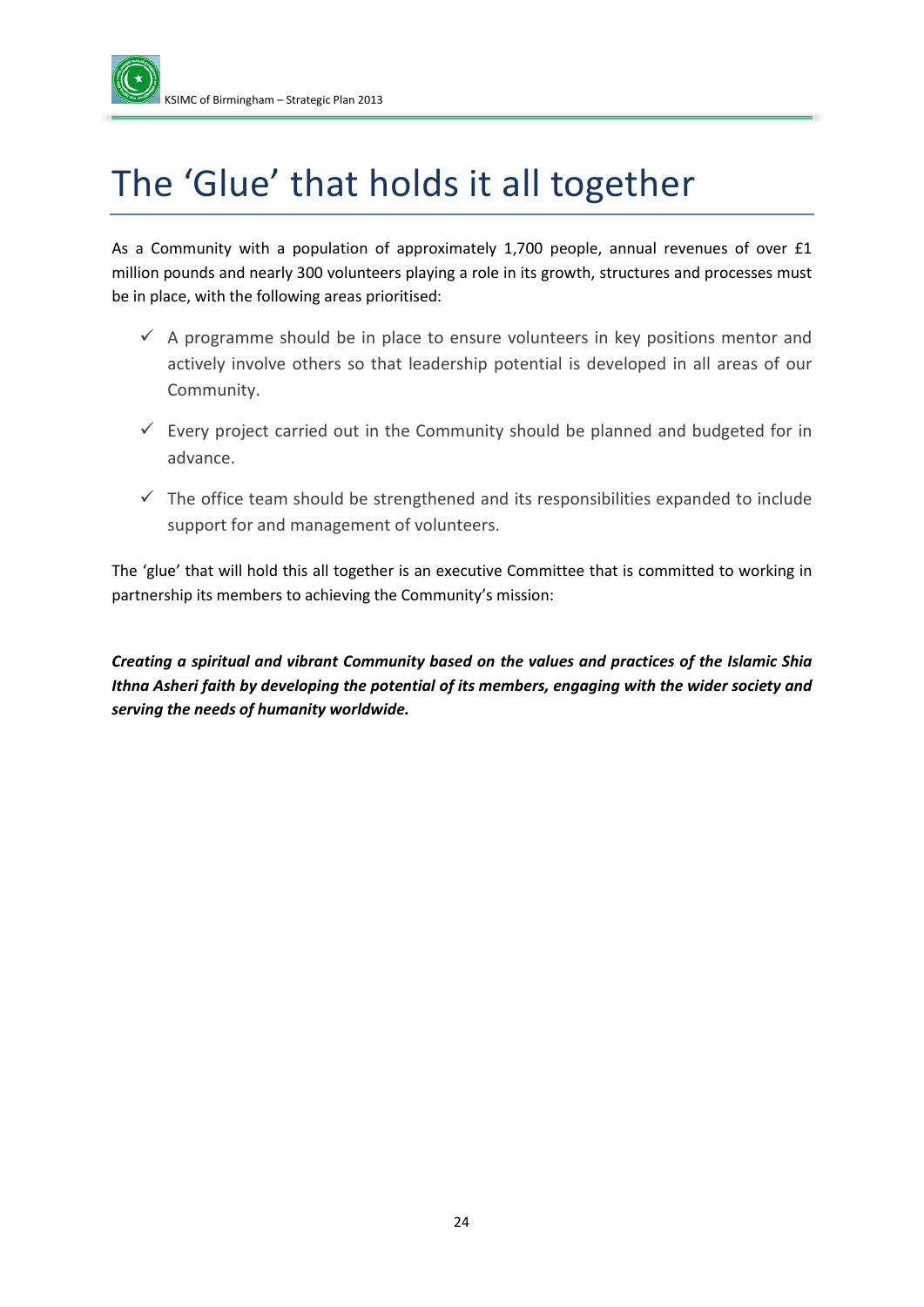# The 'Glue' that holds it all together

As a Community with a population of approximately 1,700 people, annual revenues of over £1 million pounds and nearly 300 volunteers playing a role in its growth, structures and processes must be in place, with the following areas prioritised:

- ✓ A programme should be in place to ensure volunteers in key positions mentor and actively involve others so that leadership potential is developed in all areas of our Community.
- ✓ Every project carried out in the Community should be planned and budgeted for in advance.
- ✓ The office team should be strengthened and its responsibilities expanded to include support for and management of volunteers.

The 'glue' that will hold this all together is an executive Committee that is committed to working in partnership its members to achieving the Community's mission:

***Creating a spiritual and vibrant Community based on the values and practices of the Islamic Shia Ithna Asheri faith by developing the potential of its members, engaging with the wider society and serving the needs of humanity worldwide.***